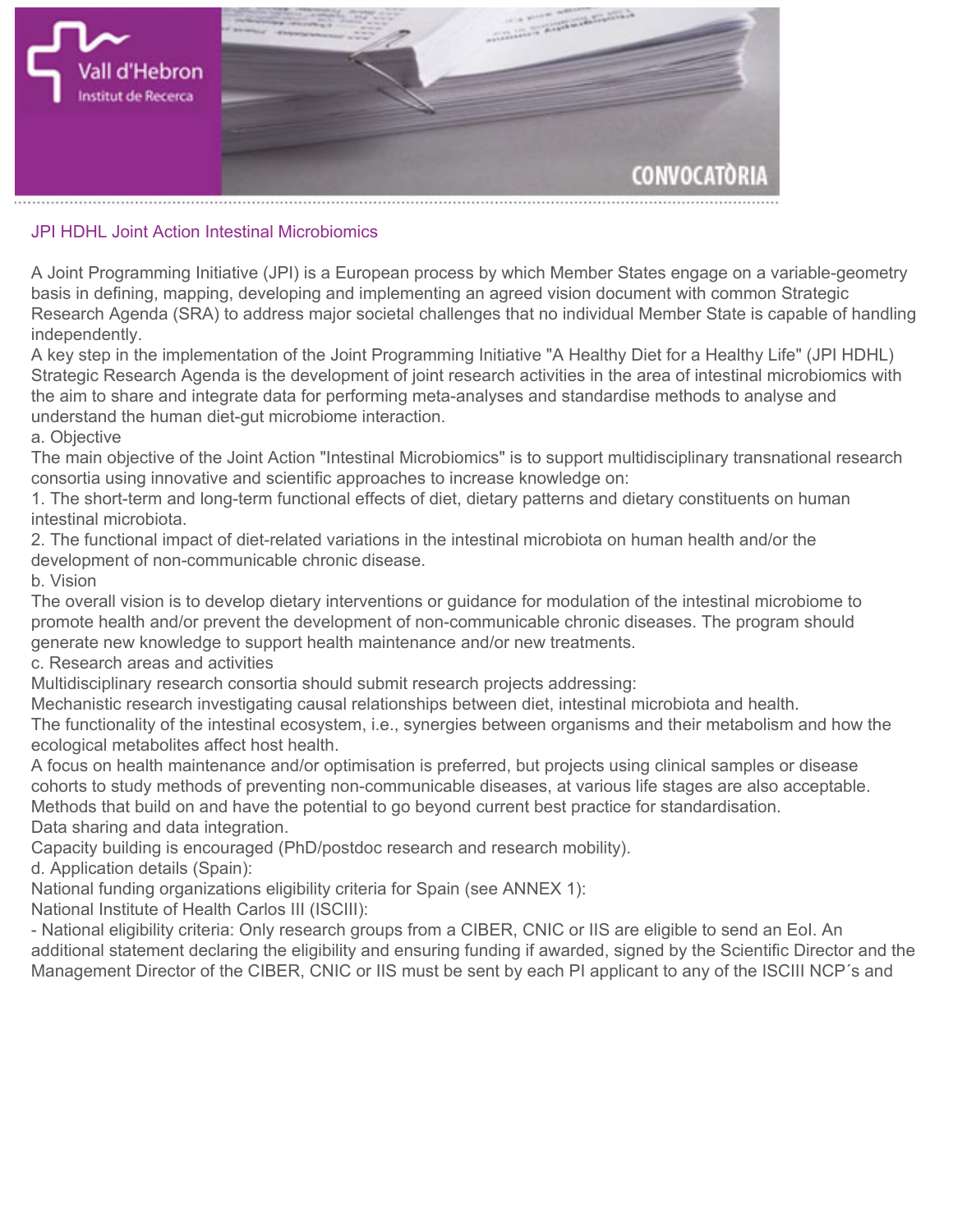## JPI HDHL Joint Action Intestinal Microbiomics

A Joint Programming Initiative (JPI) is a European process by which Member States engage on a variable-geometry basis in defining, mapping, developing and implementing an agreed vision document with common Strategic Research Agenda (SRA) to address major societal challenges that no individual Member State is capable of handling independently.

A key step in the implementation of the Joint Programming Initiative "A Healthy Diet for a Healthy Life" (JPI HDHL) Strategic Research Agenda is the development of joint research activities in the area of intestinal microbiomics with the aim to share and integrate data for performing meta-analyses and standardise methods to analyse and understand the human diet-gut microbiome interaction.

a. Objective

The main objective of the Joint Action "Intestinal Microbiomics" is to support multidisciplinary transnational research consortia using innovative and scientific approaches to increase knowledge on:

1. The short-term and long-term functional effects of diet, dietary patterns and dietary constituents on human intestinal microbiota.
2. The functional impact of diet-related variations in the intestinal microbiota on human health and/or the development of non-communicable chronic disease.

b. Vision

The overall vision is to develop dietary interventions or guidance for modulation of the intestinal microbiome to promote health and/or prevent the development of non-communicable chronic diseases. The program should generate new knowledge to support health maintenance and/or new treatments.

c. Research areas and activities

Multidisciplinary research consortia should submit research projects addressing:

Mechanistic research investigating causal relationships between diet, intestinal microbiota and health.

The functionality of the intestinal ecosystem, i.e., synergies between organisms and their metabolism and how the ecological metabolites affect host health.

A focus on health maintenance and/or optimisation is preferred, but projects using clinical samples or disease cohorts to study methods of preventing non-communicable diseases, at various life stages are also acceptable.

Methods that build on and have the potential to go beyond current best practice for standardisation.

Data sharing and data integration.

Capacity building is encouraged (PhD/postdoc research and research mobility).

d. Application details (Spain):

National funding organizations eligibility criteria for Spain (see ANNEX 1):

National Institute of Health Carlos III (ISCIII):

- National eligibility criteria: Only research groups from a CIBER, CNIC or IIS are eligible to send an EoI. An additional statement declaring the eligibility and ensuring funding if awarded, signed by the Scientific Director and the Management Director of the CIBER, CNIC or IIS must be sent by each PI applicant to any of the ISCIII NCP´s and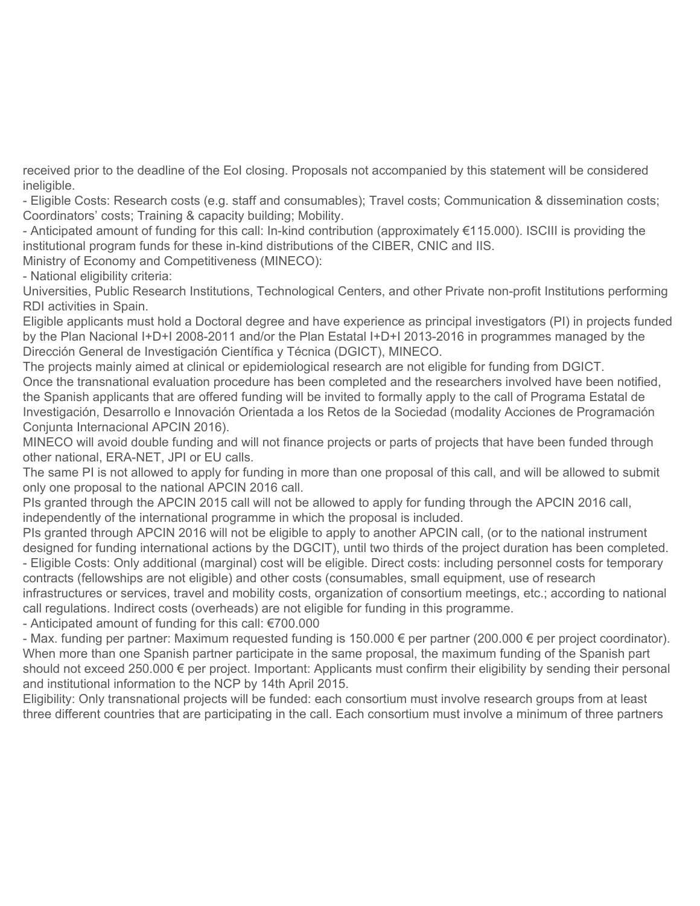received prior to the deadline of the EoI closing. Proposals not accompanied by this statement will be considered ineligible.

- Eligible Costs: Research costs (e.g. staff and consumables); Travel costs; Communication & dissemination costs; Coordinators' costs; Training & capacity building; Mobility.
- Anticipated amount of funding for this call: In-kind contribution (approximately €115.000). ISCIII is providing the institutional program funds for these in-kind distributions of the CIBER, CNIC and IIS.

Ministry of Economy and Competitiveness (MINECO):

- National eligibility criteria:

Universities, Public Research Institutions, Technological Centers, and other Private non-profit Institutions performing RDI activities in Spain.

Eligible applicants must hold a Doctoral degree and have experience as principal investigators (PI) in projects funded by the Plan Nacional I+D+I 2008-2011 and/or the Plan Estatal I+D+I 2013-2016 in programmes managed by the Dirección General de Investigación Científica y Técnica (DGICT), MINECO.

The projects mainly aimed at clinical or epidemiological research are not eligible for funding from DGICT.

Once the transnational evaluation procedure has been completed and the researchers involved have been notified, the Spanish applicants that are offered funding will be invited to formally apply to the call of Programa Estatal de Investigación, Desarrollo e Innovación Orientada a los Retos de la Sociedad (modality Acciones de Programación Conjunta Internacional APCIN 2016).

MINECO will avoid double funding and will not finance projects or parts of projects that have been funded through other national, ERA-NET, JPI or EU calls.

The same PI is not allowed to apply for funding in more than one proposal of this call, and will be allowed to submit only one proposal to the national APCIN 2016 call.

PIs granted through the APCIN 2015 call will not be allowed to apply for funding through the APCIN 2016 call, independently of the international programme in which the proposal is included.

PIs granted through APCIN 2016 will not be eligible to apply to another APCIN call, (or to the national instrument designed for funding international actions by the DGCIT), until two thirds of the project duration has been completed.

- Eligible Costs: Only additional (marginal) cost will be eligible. Direct costs: including personnel costs for temporary contracts (fellowships are not eligible) and other costs (consumables, small equipment, use of research infrastructures or services, travel and mobility costs, organization of consortium meetings, etc.; according to national call regulations. Indirect costs (overheads) are not eligible for funding in this programme.
- Anticipated amount of funding for this call: €700.000
- Max. funding per partner: Maximum requested funding is 150.000 € per partner (200.000 € per project coordinator). When more than one Spanish partner participate in the same proposal, the maximum funding of the Spanish part should not exceed 250.000 € per project. Important: Applicants must confirm their eligibility by sending their personal and institutional information to the NCP by 14th April 2015.

Eligibility: Only transnational projects will be funded: each consortium must involve research groups from at least three different countries that are participating in the call. Each consortium must involve a minimum of three partners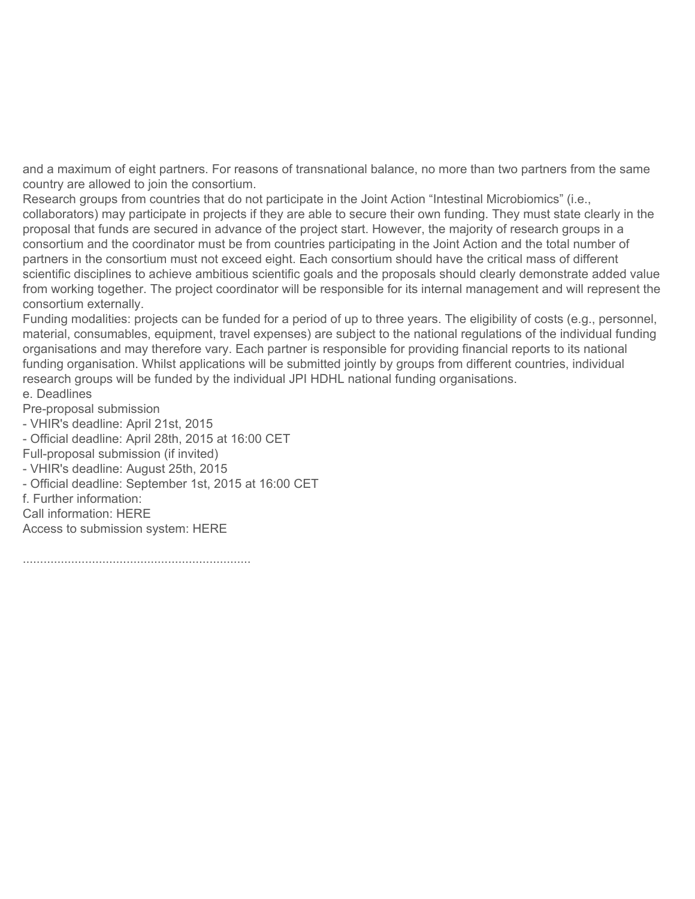and a maximum of eight partners. For reasons of transnational balance, no more than two partners from the same country are allowed to join the consortium.

Research groups from countries that do not participate in the Joint Action "Intestinal Microbiomics" (i.e., collaborators) may participate in projects if they are able to secure their own funding. They must state clearly in the proposal that funds are secured in advance of the project start. However, the majority of research groups in a consortium and the coordinator must be from countries participating in the Joint Action and the total number of partners in the consortium must not exceed eight. Each consortium should have the critical mass of different scientific disciplines to achieve ambitious scientific goals and the proposals should clearly demonstrate added value from working together. The project coordinator will be responsible for its internal management and will represent the consortium externally.

Funding modalities: projects can be funded for a period of up to three years. The eligibility of costs (e.g., personnel, material, consumables, equipment, travel expenses) are subject to the national regulations of the individual funding organisations and may therefore vary. Each partner is responsible for providing financial reports to its national funding organisation. Whilst applications will be submitted jointly by groups from different countries, individual research groups will be funded by the individual JPI HDHL national funding organisations.

e. Deadlines

Pre-proposal submission

- VHIR's deadline: April 21st, 2015
- Official deadline: April 28th, 2015 at 16:00 CET

Full-proposal submission (if invited)

- VHIR's deadline: August 25th, 2015
- Official deadline: September 1st, 2015 at 16:00 CET

f. Further information:

Call information: HERE

Access to submission system: HERE

..................................................................